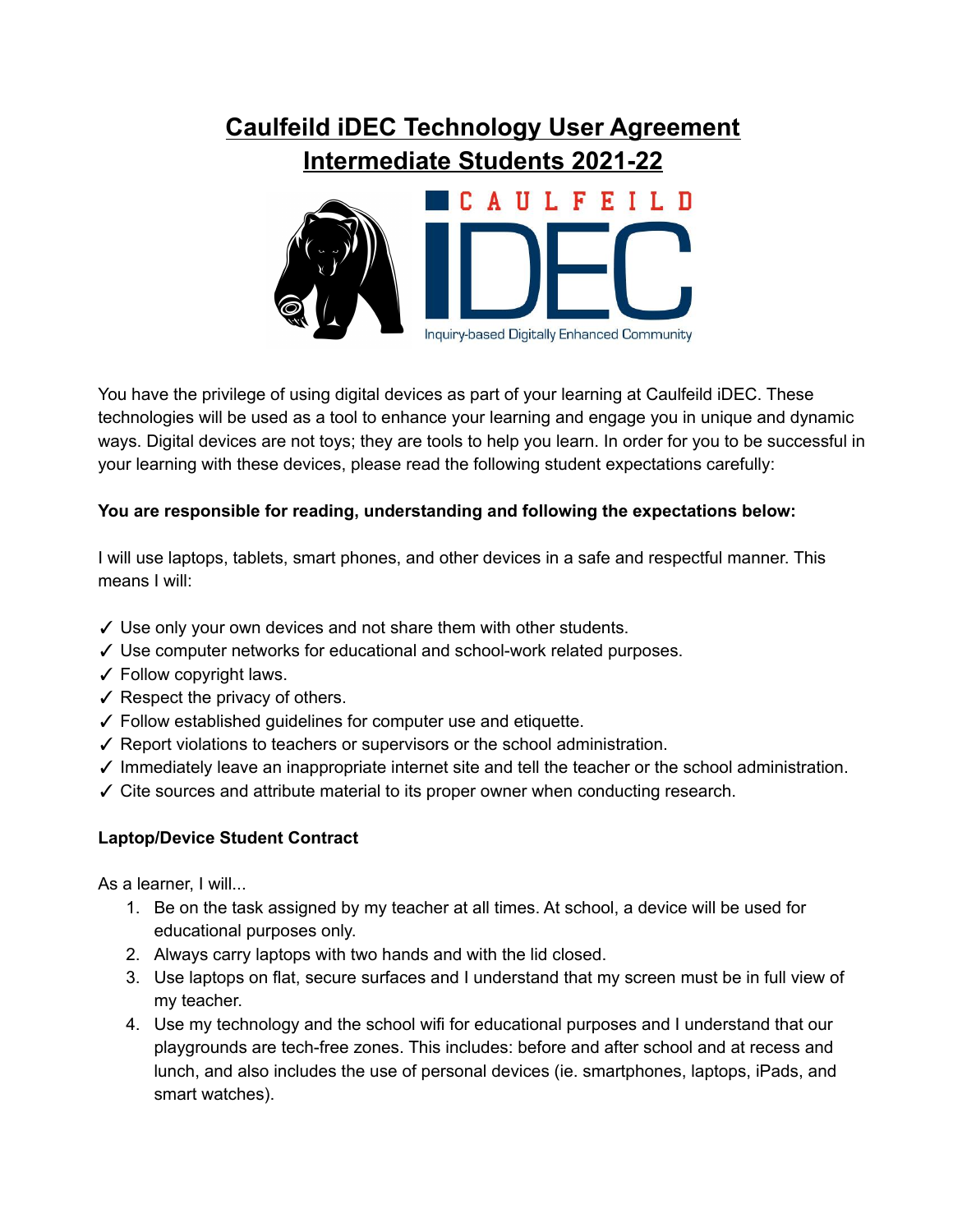# Caulfeild iDEC Technology User Agreement
# Intermediate Students 2021-22

You have the privilege of using digital devices as part of your learning at Caulfeild iDEC. These technologies will be used as a tool to enhance your learning and engage you in unique and dynamic ways. Digital devices are not toys; they are tools to help you learn. In order for you to be successful in your learning with these devices, please read the following student expectations carefully:

**You are responsible for reading, understanding and following the expectations below:**

I will use laptops, tablets, smart phones, and other devices in a safe and respectful manner. This means I will:

- ✓ Use only your own devices and not share them with other students.
- ✓ Use computer networks for educational and school-work related purposes.
- ✓ Follow copyright laws.
- ✓ Respect the privacy of others.
- ✓ Follow established guidelines for computer use and etiquette.
- ✓ Report violations to teachers or supervisors or the school administration.
- ✓ Immediately leave an inappropriate internet site and tell the teacher or the school administration.
- ✓ Cite sources and attribute material to its proper owner when conducting research.

**Laptop/Device Student Contract**

As a learner, I will...

1. Be on the task assigned by my teacher at all times. At school, a device will be used for educational purposes only.
2. Always carry laptops with two hands and with the lid closed.
3. Use laptops on flat, secure surfaces and I understand that my screen must be in full view of my teacher.
4. Use my technology and the school wifi for educational purposes and I understand that our playgrounds are tech-free zones. This includes: before and after school and at recess and lunch, and also includes the use of personal devices (ie. smartphones, laptops, iPads, and smart watches).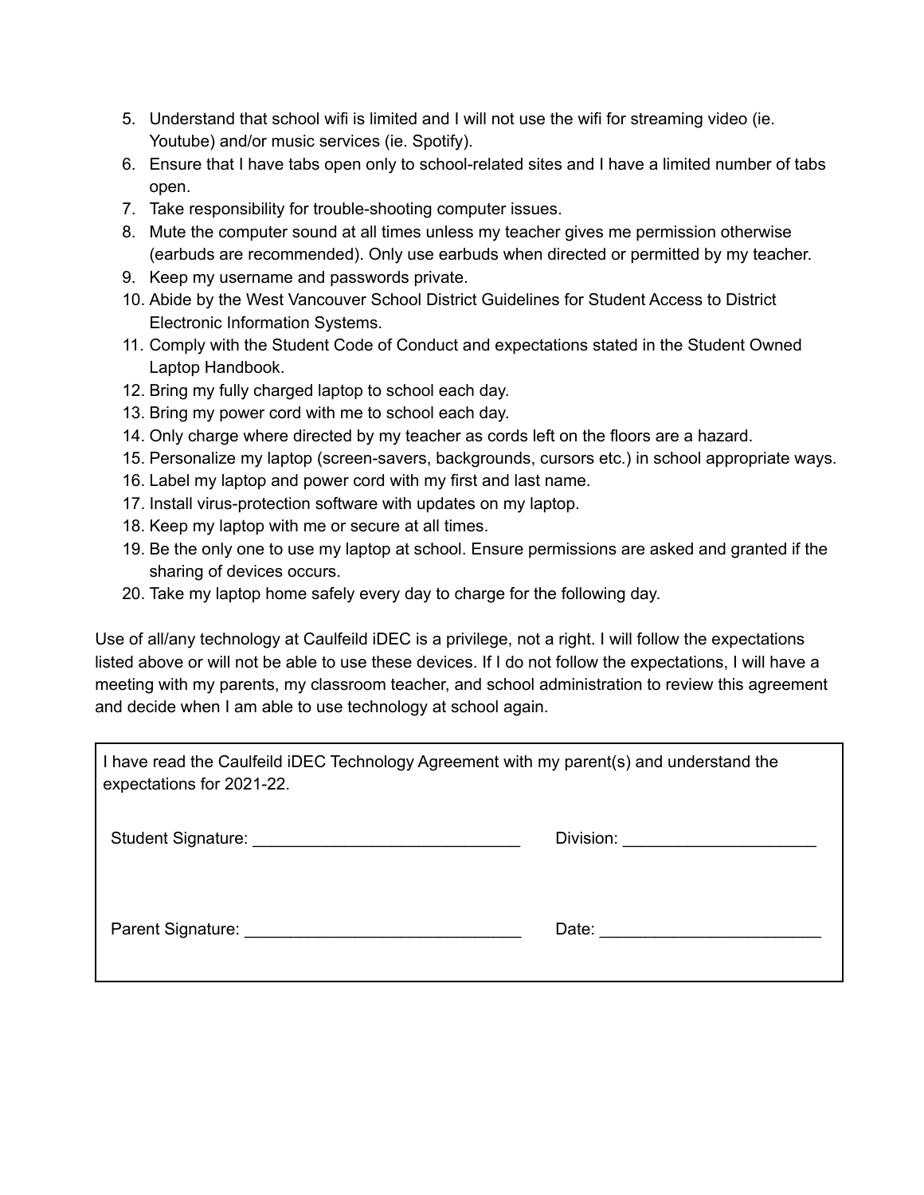5. Understand that school wifi is limited and I will not use the wifi for streaming video (ie. Youtube) and/or music services (ie. Spotify).
6. Ensure that I have tabs open only to school-related sites and I have a limited number of tabs open.
7. Take responsibility for trouble-shooting computer issues.
8. Mute the computer sound at all times unless my teacher gives me permission otherwise (earbuds are recommended). Only use earbuds when directed or permitted by my teacher.
9. Keep my username and passwords private.
10. Abide by the West Vancouver School District Guidelines for Student Access to District Electronic Information Systems.
11. Comply with the Student Code of Conduct and expectations stated in the Student Owned Laptop Handbook.
12. Bring my fully charged laptop to school each day.
13. Bring my power cord with me to school each day.
14. Only charge where directed by my teacher as cords left on the floors are a hazard.
15. Personalize my laptop (screen-savers, backgrounds, cursors etc.) in school appropriate ways.
16. Label my laptop and power cord with my first and last name.
17. Install virus-protection software with updates on my laptop.
18. Keep my laptop with me or secure at all times.
19. Be the only one to use my laptop at school. Ensure permissions are asked and granted if the sharing of devices occurs.
20. Take my laptop home safely every day to charge for the following day.

Use of all/any technology at Caulfeild iDEC is a privilege, not a right. I will follow the expectations listed above or will not be able to use these devices. If I do not follow the expectations, I will have a meeting with my parents, my classroom teacher, and school administration to review this agreement and decide when I am able to use technology at school again.

I have read the Caulfeild iDEC Technology Agreement with my parent(s) and understand the expectations for 2021-22.

Student Signature: ______________________________ Division: _____________________

Parent Signature: _______________________________ Date: ________________________